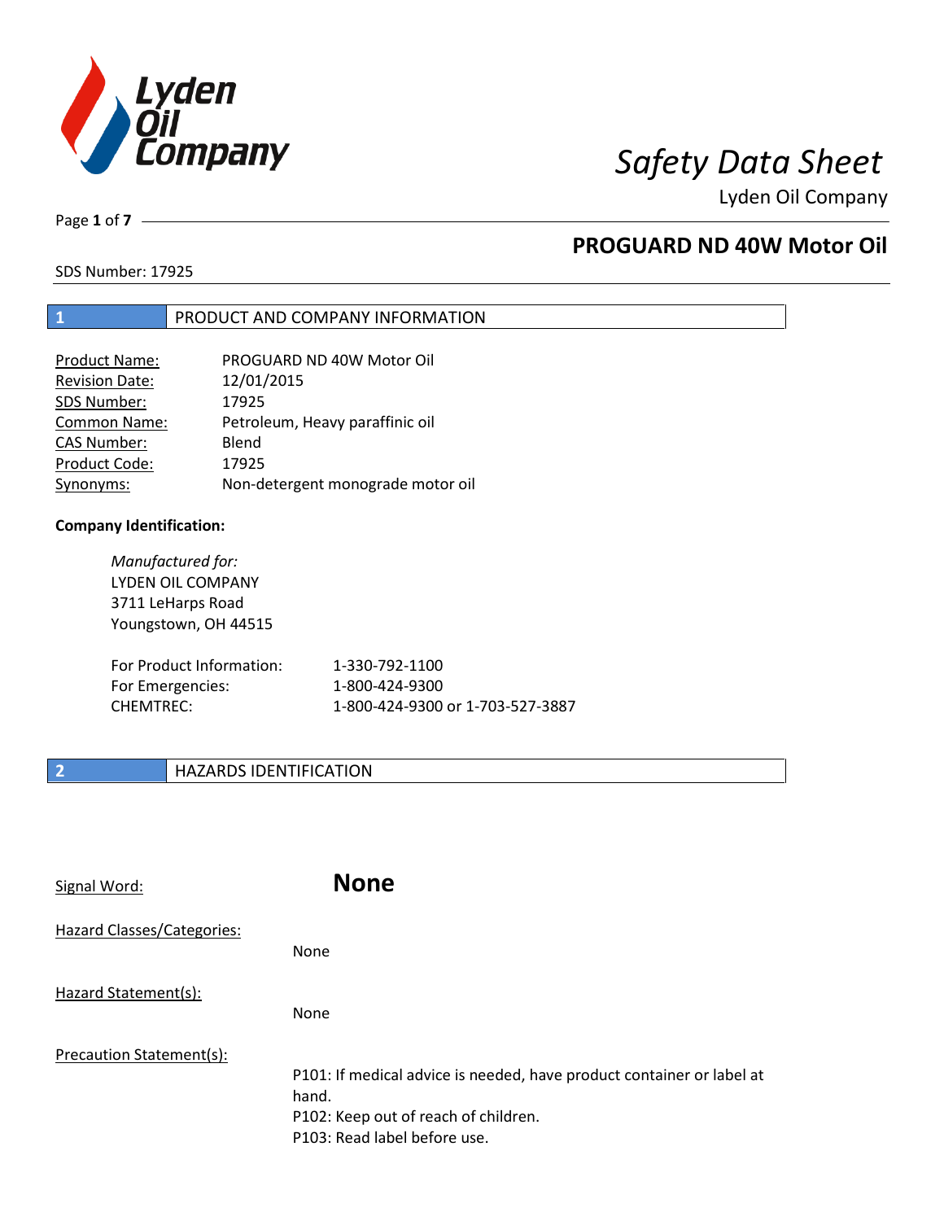# Safety Data Sheet

Lyden Oil Company

## PROGUARD ND 40W Motor Oil

SDS Number: 17925

## 1 PRODUCT AND COMPANY INFORMATION

| | |
|---|---|
| Product Name: | PROGUARD ND 40W Motor Oil |
| Revision Date: | 12/01/2015 |
| SDS Number: | 17925 |
| Common Name: | Petroleum, Heavy paraffinic oil |
| CAS Number: | Blend |
| Product Code: | 17925 |
| Synonyms: | Non-detergent monograde motor oil |

**Company Identification:**

*Manufactured for:*
LYDEN OIL COMPANY
3711 LeHarps Road
Youngstown, OH 44515

| | |
|---|---|
| For Product Information: | 1-330-792-1100 |
| For Emergencies: | 1-800-424-9300 |
| CHEMTREC: | 1-800-424-9300 or 1-703-527-3887 |

## 2 HAZARDS IDENTIFICATION

Signal Word: **None**

Hazard Classes/Categories:

None

Hazard Statement(s):

None

Precaution Statement(s):

P101: If medical advice is needed, have product container or label at hand.
P102: Keep out of reach of children.
P103: Read label before use.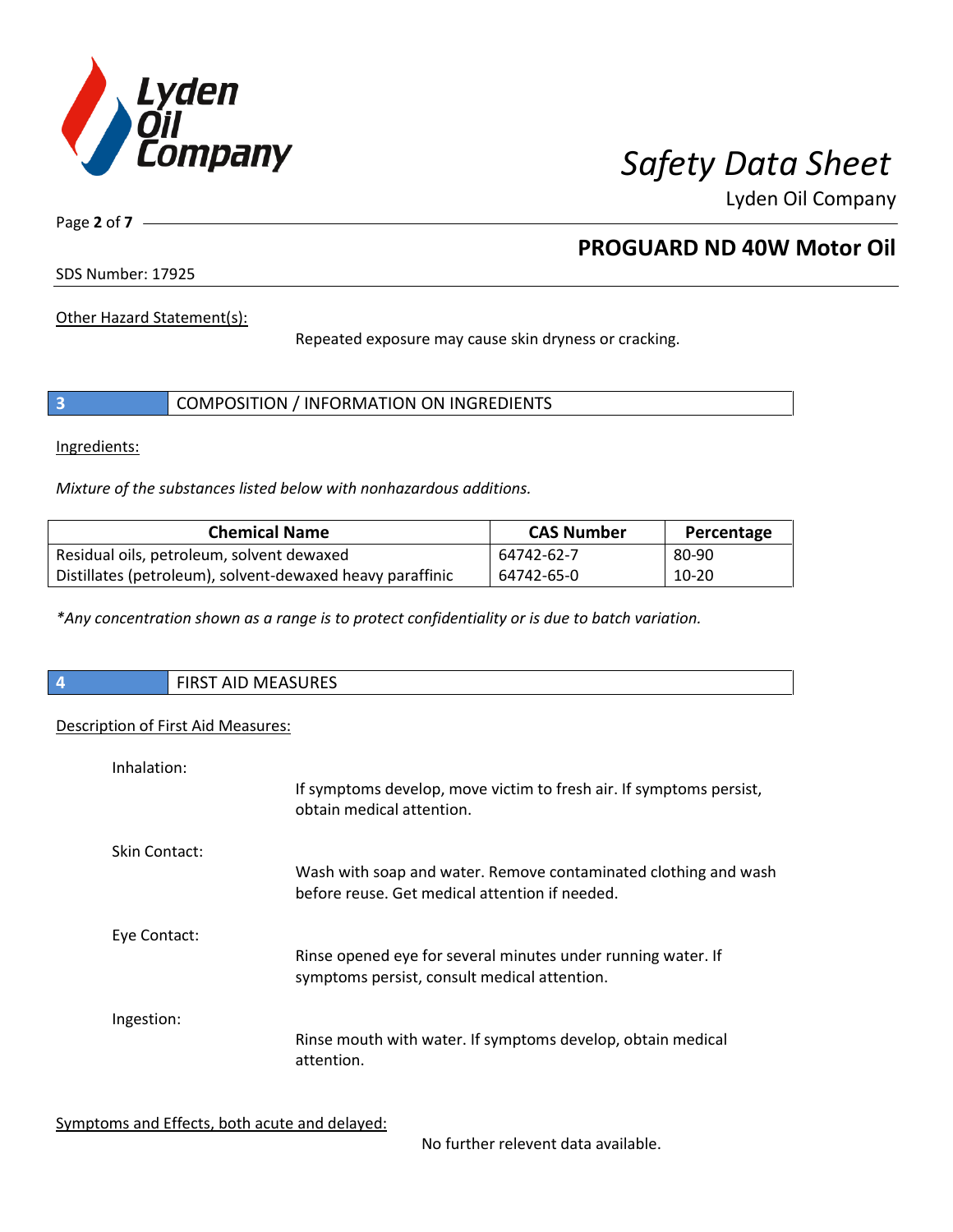Other Hazard Statement(s):

Repeated exposure may cause skin dryness or cracking.

## 3 COMPOSITION / INFORMATION ON INGREDIENTS

Ingredients:

*Mixture of the substances listed below with nonhazardous additions.*

| Chemical Name | CAS Number | Percentage |
|---|---|---|
| Residual oils, petroleum, solvent dewaxed | 64742-62-7 | 80-90 |
| Distillates (petroleum), solvent-dewaxed heavy paraffinic | 64742-65-0 | 10-20 |

*\*Any concentration shown as a range is to protect confidentiality or is due to batch variation.*

## 4 FIRST AID MEASURES

Description of First Aid Measures:

Inhalation:

If symptoms develop, move victim to fresh air. If symptoms persist, obtain medical attention.

Skin Contact:

Wash with soap and water. Remove contaminated clothing and wash before reuse. Get medical attention if needed.

Eye Contact:

Rinse opened eye for several minutes under running water. If symptoms persist, consult medical attention.

Ingestion:

Rinse mouth with water. If symptoms develop, obtain medical attention.

Symptoms and Effects, both acute and delayed:

No further relevent data available.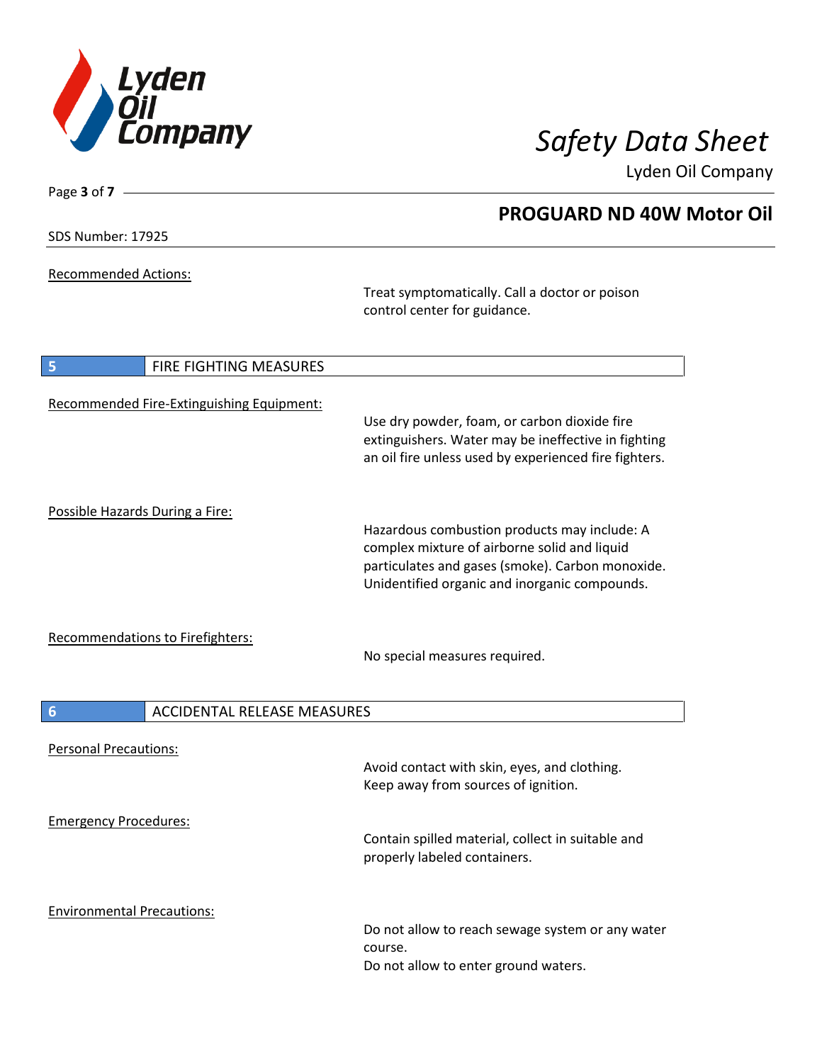Recommended Actions:

Treat symptomatically. Call a doctor or poison control center for guidance.

## 5 FIRE FIGHTING MEASURES

Recommended Fire-Extinguishing Equipment:

Use dry powder, foam, or carbon dioxide fire extinguishers. Water may be ineffective in fighting an oil fire unless used by experienced fire fighters.

Possible Hazards During a Fire:

Hazardous combustion products may include: A complex mixture of airborne solid and liquid particulates and gases (smoke). Carbon monoxide. Unidentified organic and inorganic compounds.

Recommendations to Firefighters:

No special measures required.

## 6 ACCIDENTAL RELEASE MEASURES

Personal Precautions:

Avoid contact with skin, eyes, and clothing.
Keep away from sources of ignition.

Emergency Procedures:

Contain spilled material, collect in suitable and properly labeled containers.

Environmental Precautions:

Do not allow to reach sewage system or any water course.
Do not allow to enter ground waters.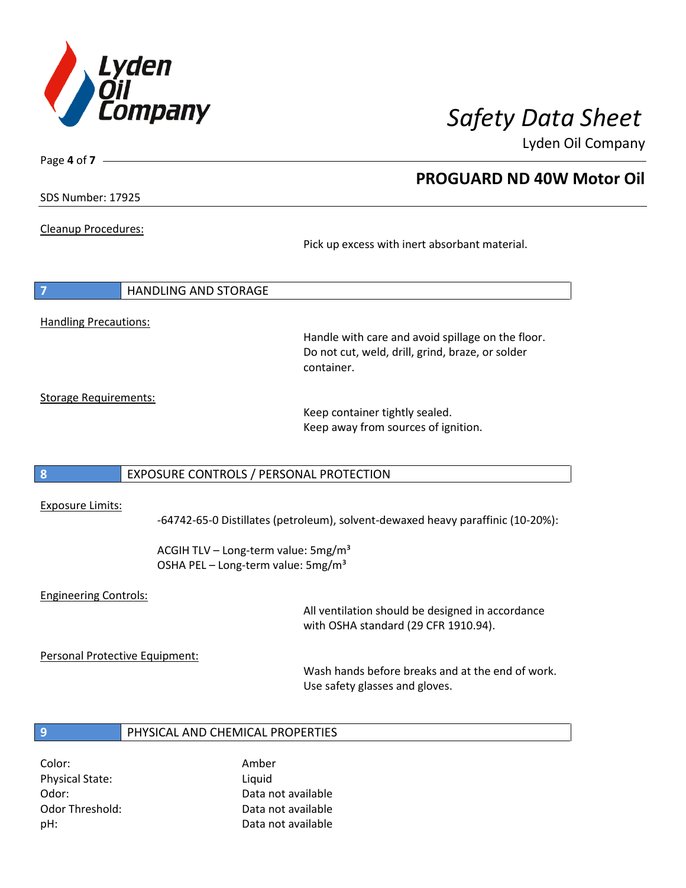Cleanup Procedures:

Pick up excess with inert absorbant material.

## 7 HANDLING AND STORAGE

Handling Precautions:

Handle with care and avoid spillage on the floor.
Do not cut, weld, drill, grind, braze, or solder container.

Storage Requirements:

Keep container tightly sealed.
Keep away from sources of ignition.

## 8 EXPOSURE CONTROLS / PERSONAL PROTECTION

Exposure Limits:

-64742-65-0 Distillates (petroleum), solvent-dewaxed heavy paraffinic (10-20%):

ACGIH TLV – Long-term value: 5mg/m³
OSHA PEL – Long-term value: 5mg/m³

Engineering Controls:

All ventilation should be designed in accordance with OSHA standard (29 CFR 1910.94).

Personal Protective Equipment:

Wash hands before breaks and at the end of work.
Use safety glasses and gloves.

## 9 PHYSICAL AND CHEMICAL PROPERTIES

| | |
|---|---|
| Color: | Amber |
| Physical State: | Liquid |
| Odor: | Data not available |
| Odor Threshold: | Data not available |
| pH: | Data not available |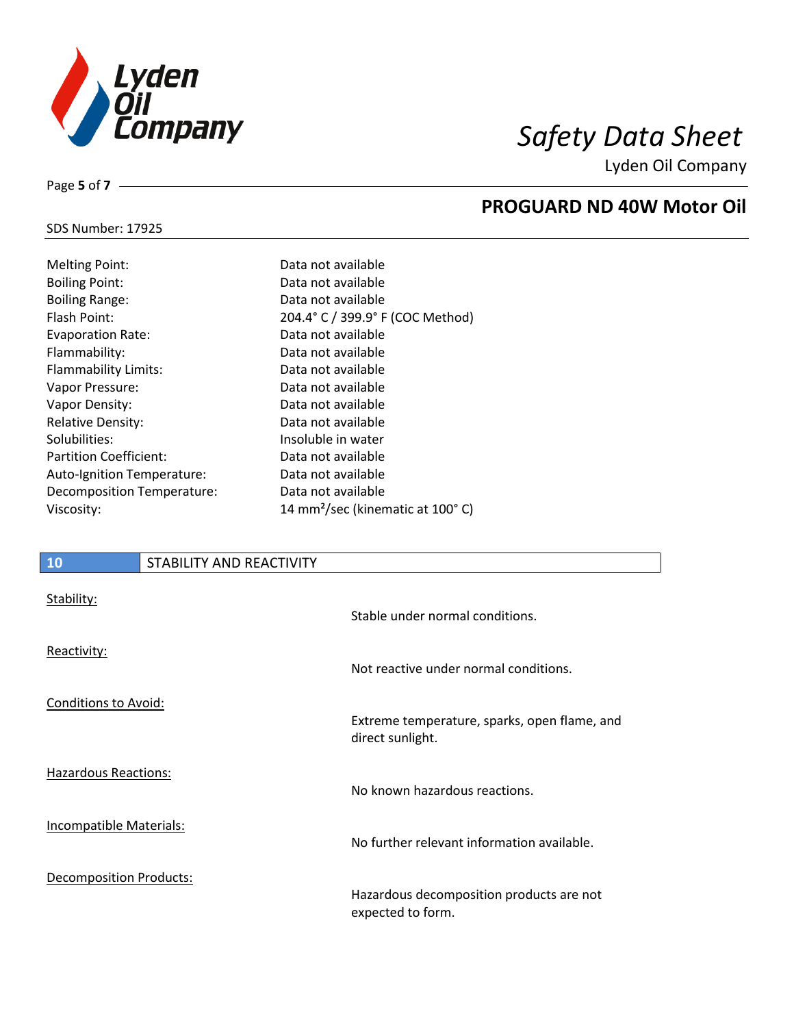SDS Number: 17925

| | |
|---|---|
| Melting Point: | Data not available |
| Boiling Point: | Data not available |
| Boiling Range: | Data not available |
| Flash Point: | 204.4° C / 399.9° F (COC Method) |
| Evaporation Rate: | Data not available |
| Flammability: | Data not available |
| Flammability Limits: | Data not available |
| Vapor Pressure: | Data not available |
| Vapor Density: | Data not available |
| Relative Density: | Data not available |
| Solubilities: | Insoluble in water |
| Partition Coefficient: | Data not available |
| Auto-Ignition Temperature: | Data not available |
| Decomposition Temperature: | Data not available |
| Viscosity: | 14 $mm^2$/sec (kinematic at 100° C) |

## 10 STABILITY AND REACTIVITY

Stability:
Stable under normal conditions.

Reactivity:
Not reactive under normal conditions.

Conditions to Avoid:
Extreme temperature, sparks, open flame, and direct sunlight.

Hazardous Reactions:
No known hazardous reactions.

Incompatible Materials:
No further relevant information available.

Decomposition Products:
Hazardous decomposition products are not expected to form.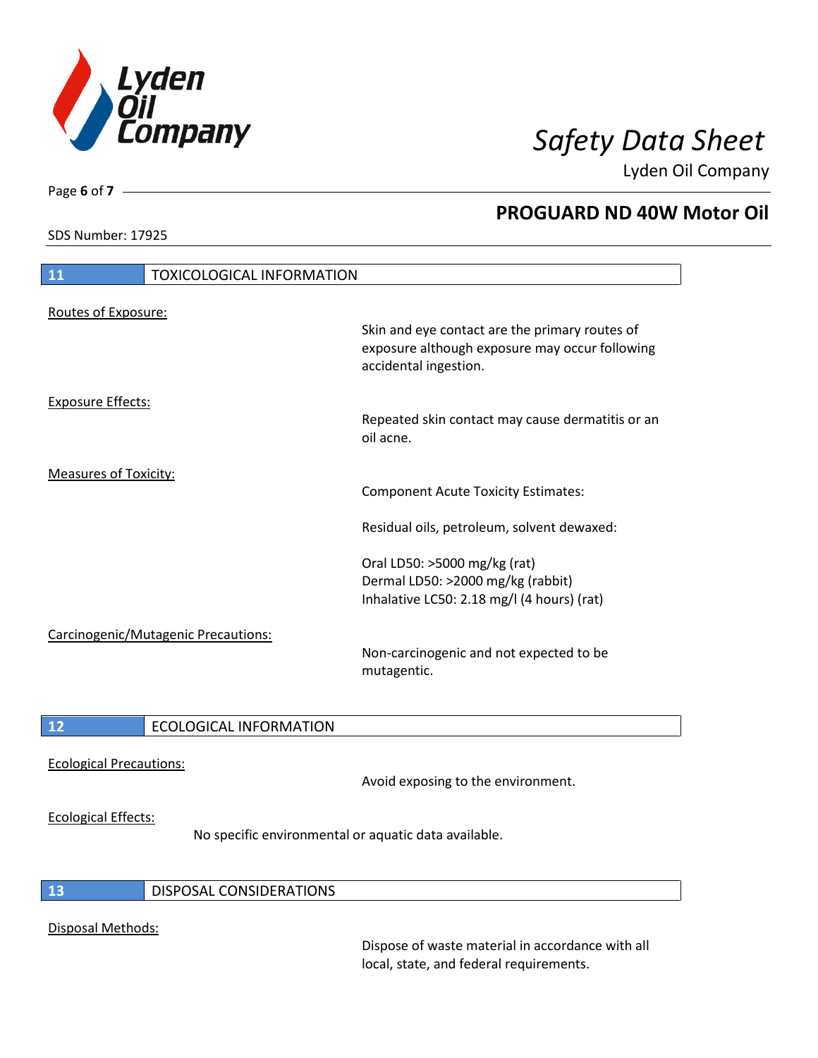## 11 TOXICOLOGICAL INFORMATION

Routes of Exposure:

Skin and eye contact are the primary routes of exposure although exposure may occur following accidental ingestion.

Exposure Effects:

Repeated skin contact may cause dermatitis or an oil acne.

Measures of Toxicity:

Component Acute Toxicity Estimates:

Residual oils, petroleum, solvent dewaxed:

Oral LD50: >5000 mg/kg (rat)
Dermal LD50: >2000 mg/kg (rabbit)
Inhalative LC50: 2.18 mg/l (4 hours) (rat)

Carcinogenic/Mutagenic Precautions:

Non-carcinogenic and not expected to be mutagentic.

## 12 ECOLOGICAL INFORMATION

Ecological Precautions:

Avoid exposing to the environment.

Ecological Effects:

No specific environmental or aquatic data available.

## 13 DISPOSAL CONSIDERATIONS

Disposal Methods:

Dispose of waste material in accordance with all local, state, and federal requirements.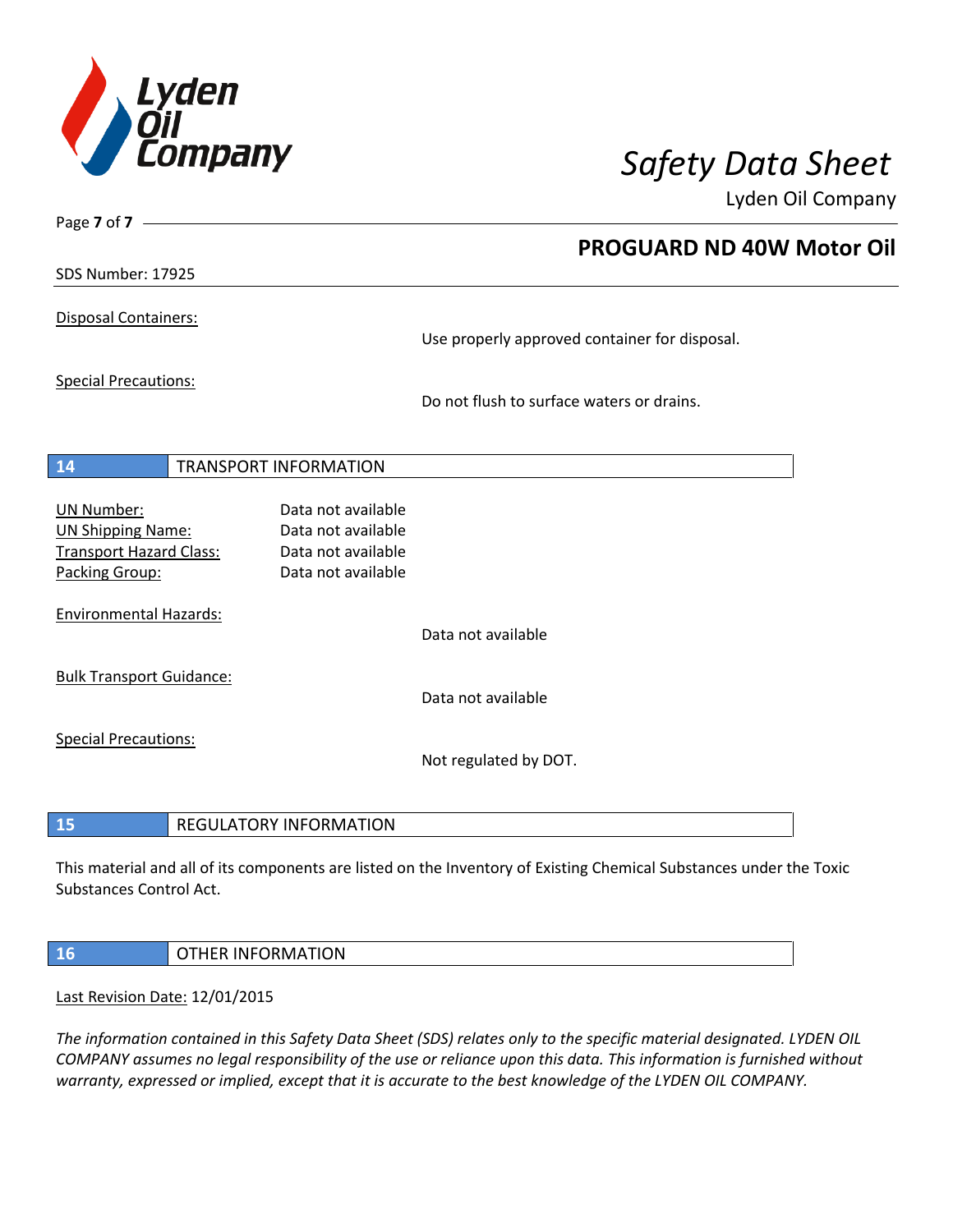Disposal Containers:

Use properly approved container for disposal.

Special Precautions:

Do not flush to surface waters or drains.

## 14 TRANSPORT INFORMATION

| | |
|---|---|
| UN Number: | Data not available |
| UN Shipping Name: | Data not available |
| Transport Hazard Class: | Data not available |
| Packing Group: | Data not available |

Environmental Hazards:

Data not available

Bulk Transport Guidance:

Data not available

Special Precautions:

Not regulated by DOT.

## 15 REGULATORY INFORMATION

This material and all of its components are listed on the Inventory of Existing Chemical Substances under the Toxic Substances Control Act.

## 16 OTHER INFORMATION

Last Revision Date: 12/01/2015

*The information contained in this Safety Data Sheet (SDS) relates only to the specific material designated. LYDEN OIL COMPANY assumes no legal responsibility of the use or reliance upon this data. This information is furnished without warranty, expressed or implied, except that it is accurate to the best knowledge of the LYDEN OIL COMPANY.*